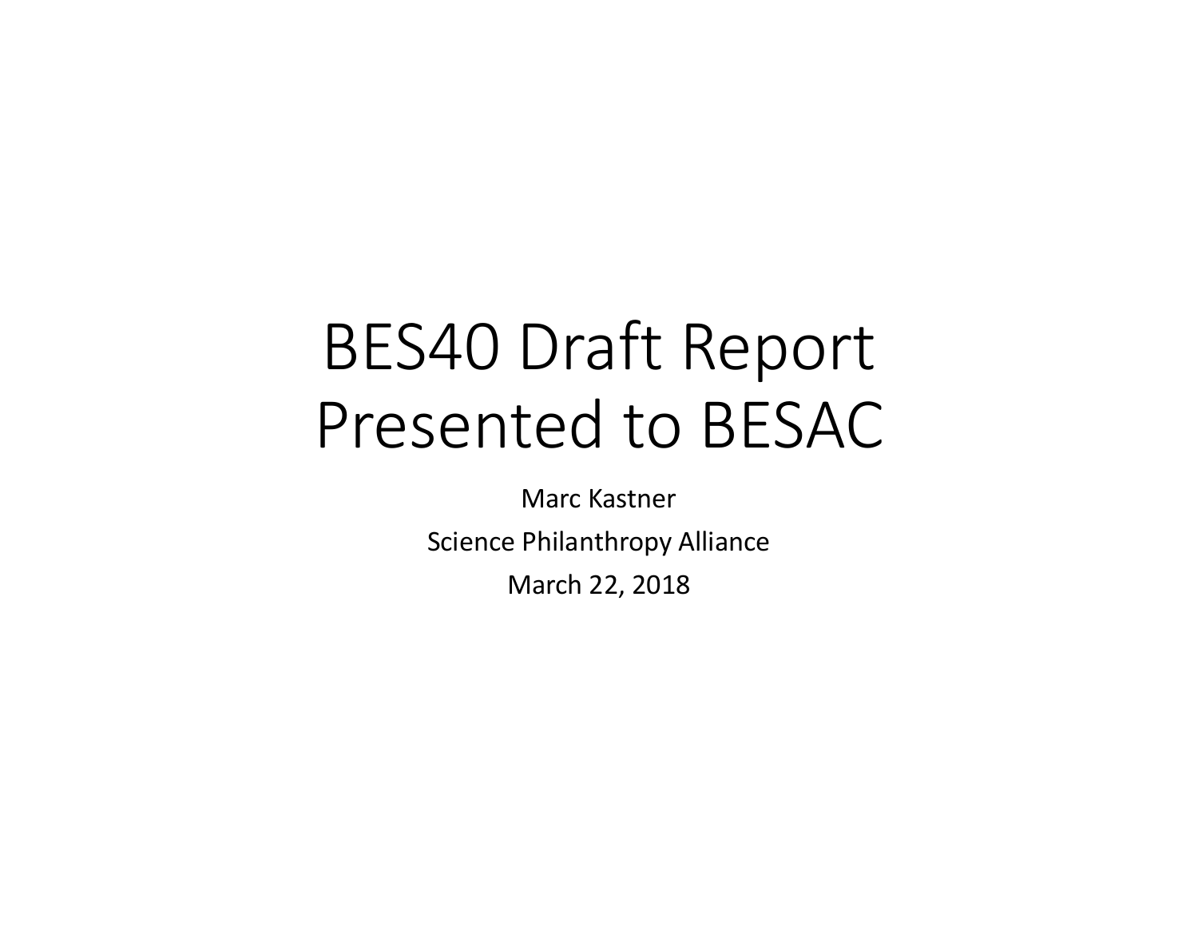# BES40 Draft Report Presented to BESAC

Marc Kastner

Science Philanthropy Alliance

March 22, 2018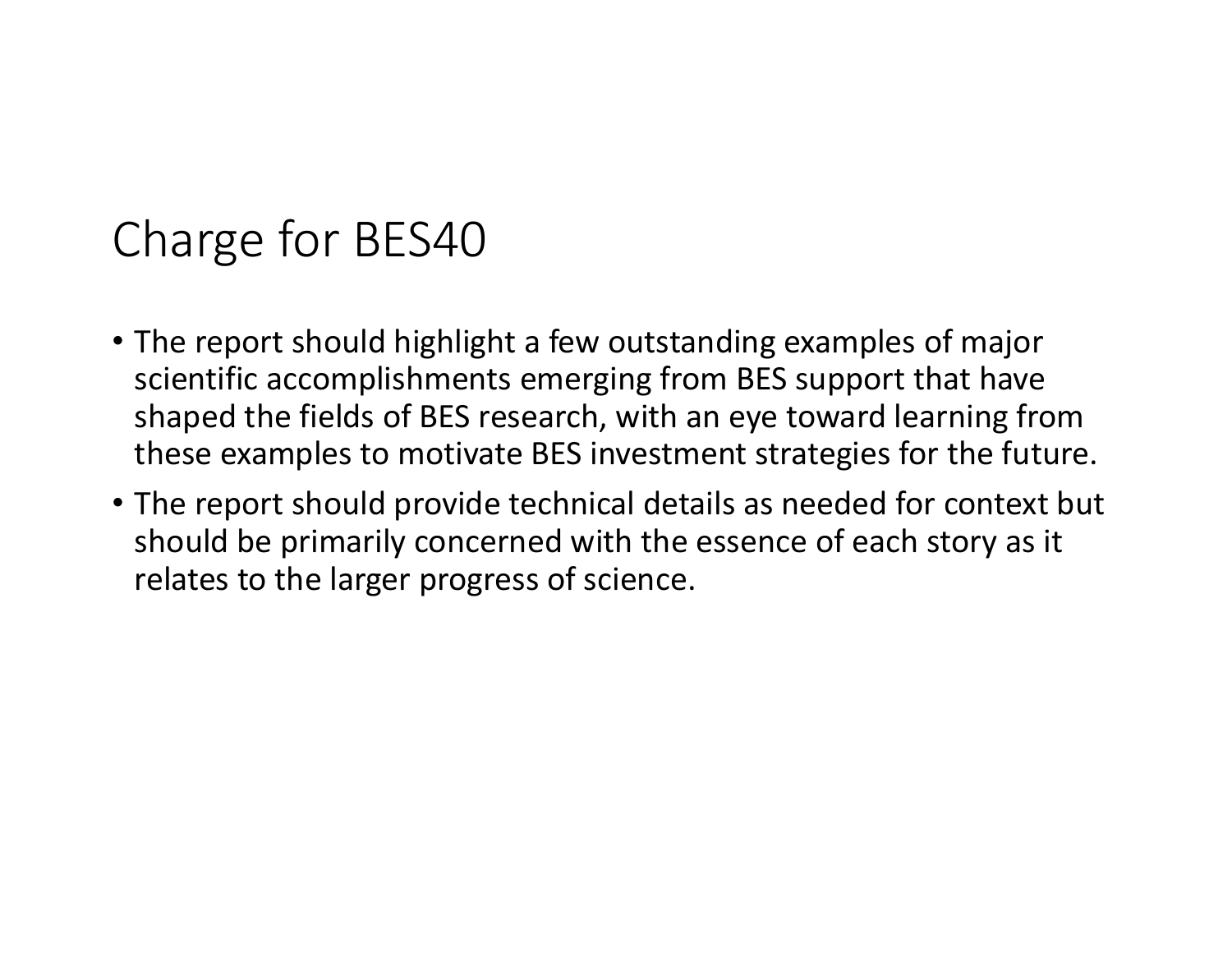# Charge for BES40

- The report should highlight a few outstanding examples of major scientific accomplishments emerging from BES support that have shaped the fields of BES research, with an eye toward learning from these examples to motivate BES investment strategies for the future.
- The report should provide technical details as needed for context but should be primarily concerned with the essence of each story as it relates to the larger progress of science.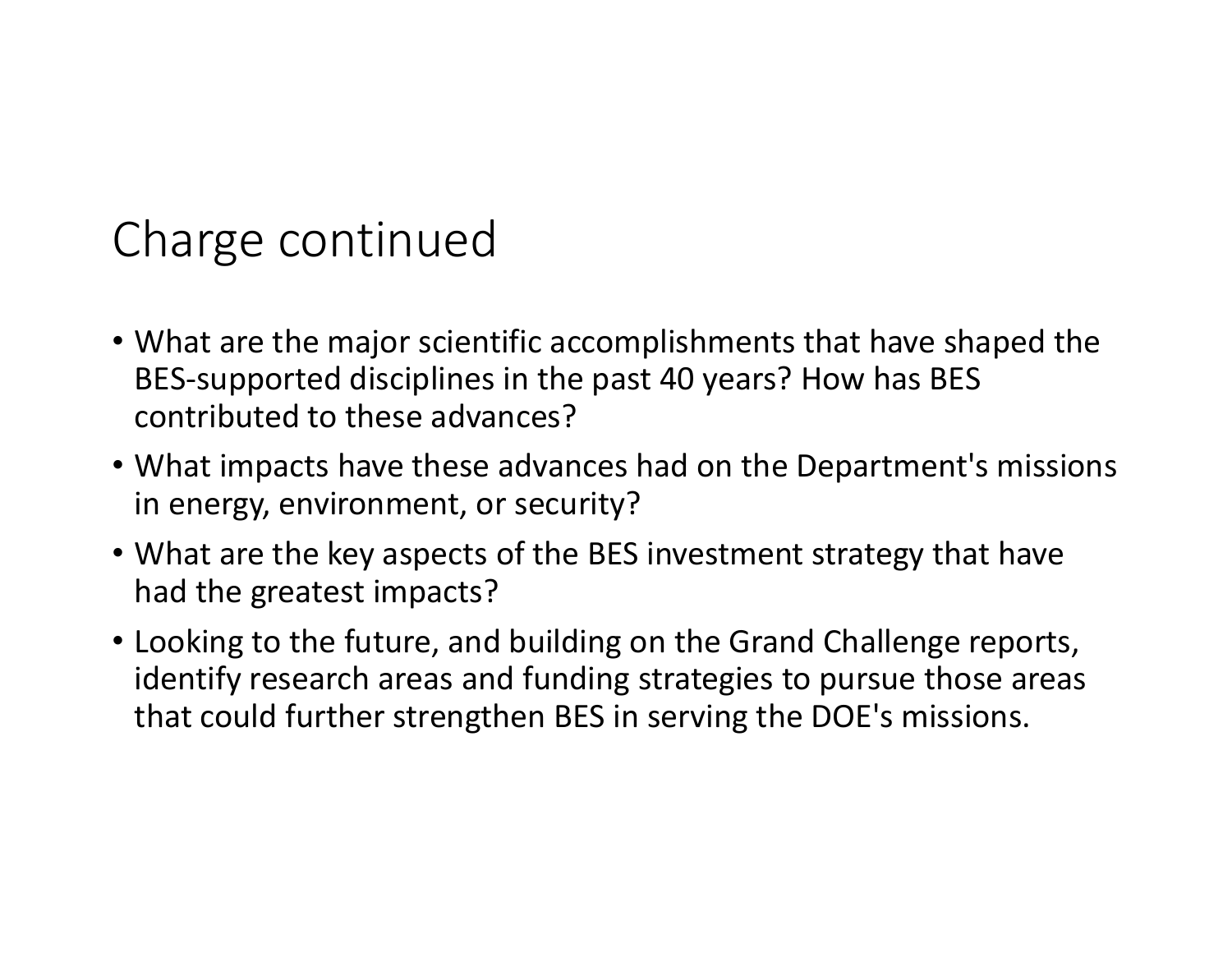# Charge continued

- What are the major scientific accomplishments that have shaped the BES-supported disciplines in the past 40 years? How has BES contributed to these advances?
- What impacts have these advances had on the Department's missions in energy, environment, or security?
- What are the key aspects of the BES investment strategy that have had the greatest impacts?
- Looking to the future, and building on the Grand Challenge reports, identify research areas and funding strategies to pursue those areas that could further strengthen BES in serving the DOE's missions.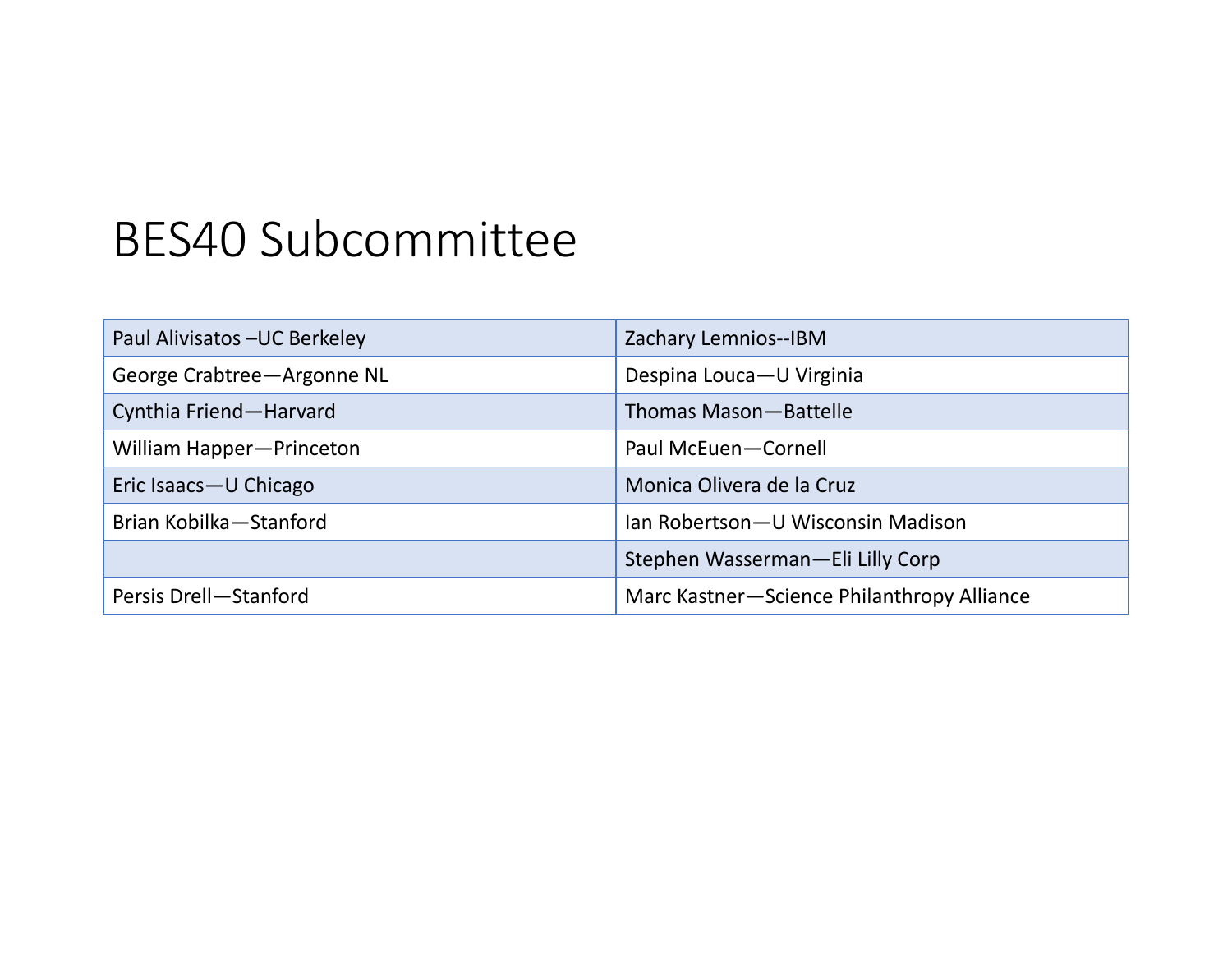# BES40 Subcommittee

| | |
|---|---|
| Paul Alivisatos –UC Berkeley | Zachary Lemnios--IBM |
| George Crabtree—Argonne NL | Despina Louca—U Virginia |
| Cynthia Friend—Harvard | Thomas Mason—Battelle |
| William Happer—Princeton | Paul McEuen—Cornell |
| Eric Isaacs—U Chicago | Monica Olivera de la Cruz |
| Brian Kobilka—Stanford | Ian Robertson—U Wisconsin Madison |
| | Stephen Wasserman—Eli Lilly Corp |
| Persis Drell—Stanford | Marc Kastner—Science Philanthropy Alliance |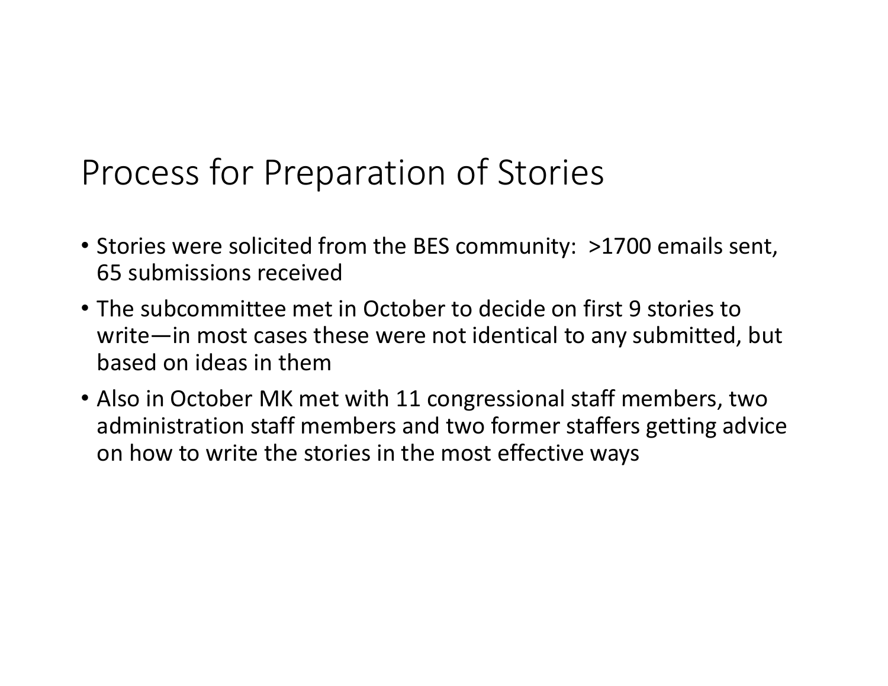# Process for Preparation of Stories

- Stories were solicited from the BES community: >1700 emails sent, 65 submissions received
- The subcommittee met in October to decide on first 9 stories to write—in most cases these were not identical to any submitted, but based on ideas in them
- Also in October MK met with 11 congressional staff members, two administration staff members and two former staffers getting advice on how to write the stories in the most effective ways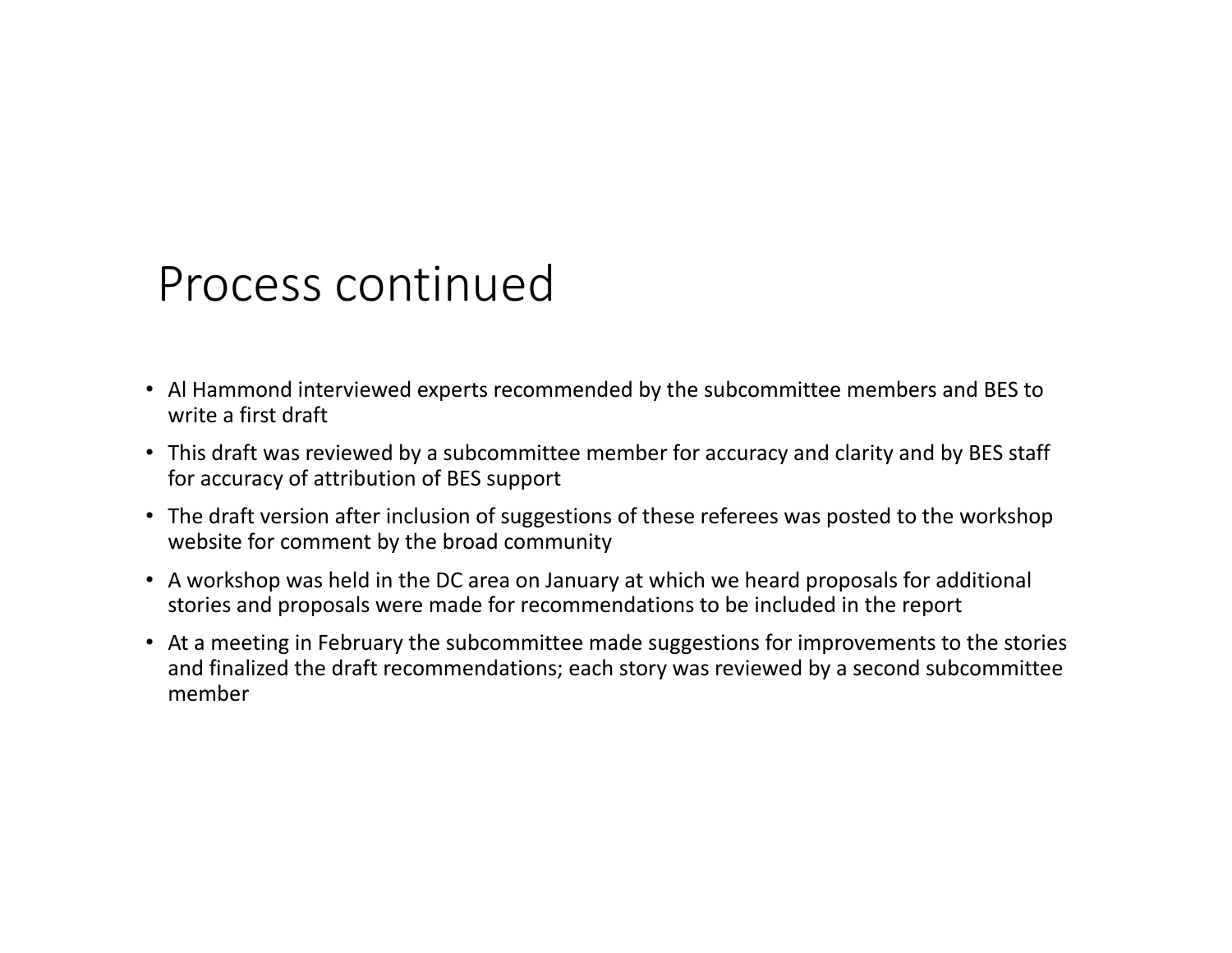# Process continued

- Al Hammond interviewed experts recommended by the subcommittee members and BES to write a first draft
- This draft was reviewed by a subcommittee member for accuracy and clarity and by BES staff for accuracy of attribution of BES support
- The draft version after inclusion of suggestions of these referees was posted to the workshop website for comment by the broad community
- A workshop was held in the DC area on January at which we heard proposals for additional stories and proposals were made for recommendations to be included in the report
- At a meeting in February the subcommittee made suggestions for improvements to the stories and finalized the draft recommendations; each story was reviewed by a second subcommittee member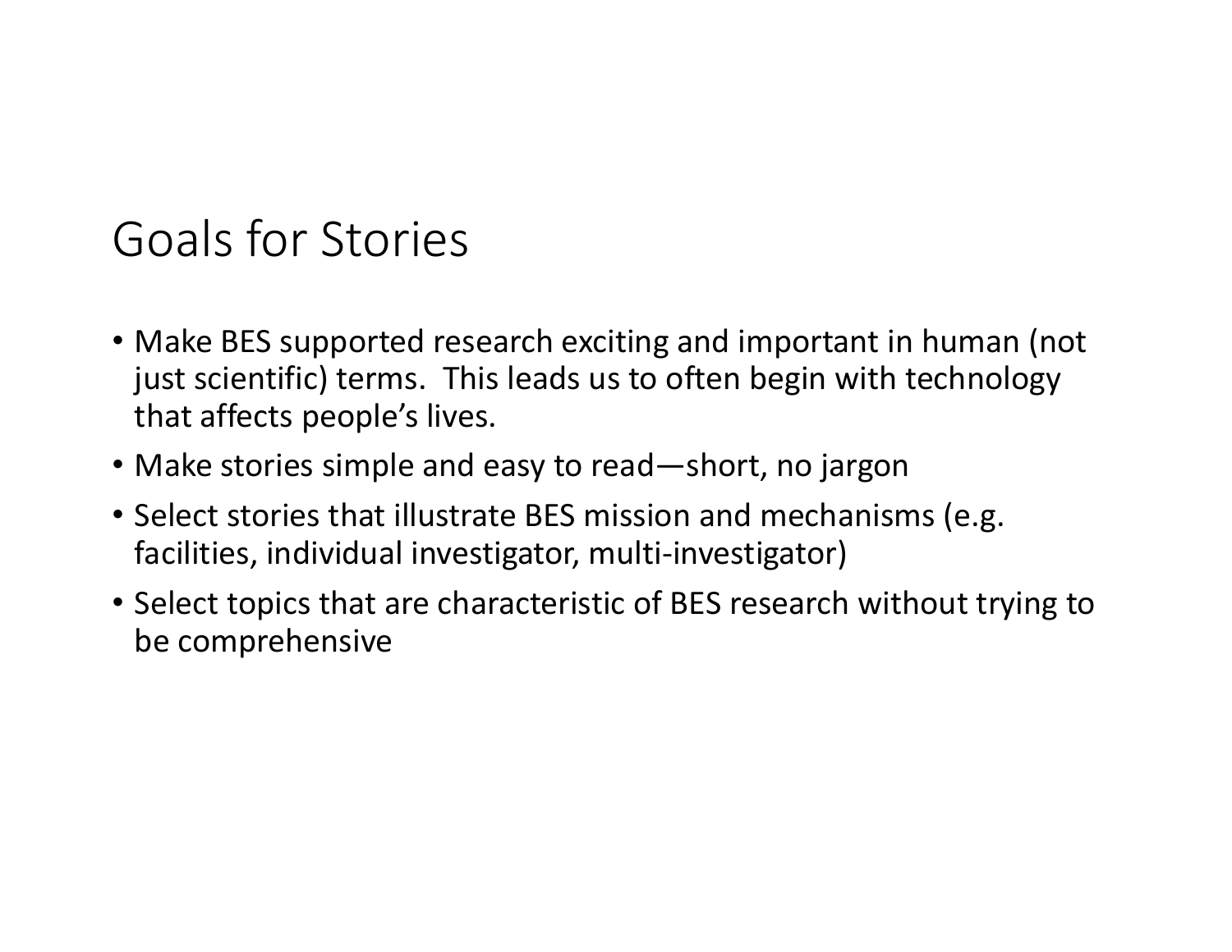# Goals for Stories

- Make BES supported research exciting and important in human (not just scientific) terms. This leads us to often begin with technology that affects people's lives.
- Make stories simple and easy to read—short, no jargon
- Select stories that illustrate BES mission and mechanisms (e.g. facilities, individual investigator, multi-investigator)
- Select topics that are characteristic of BES research without trying to be comprehensive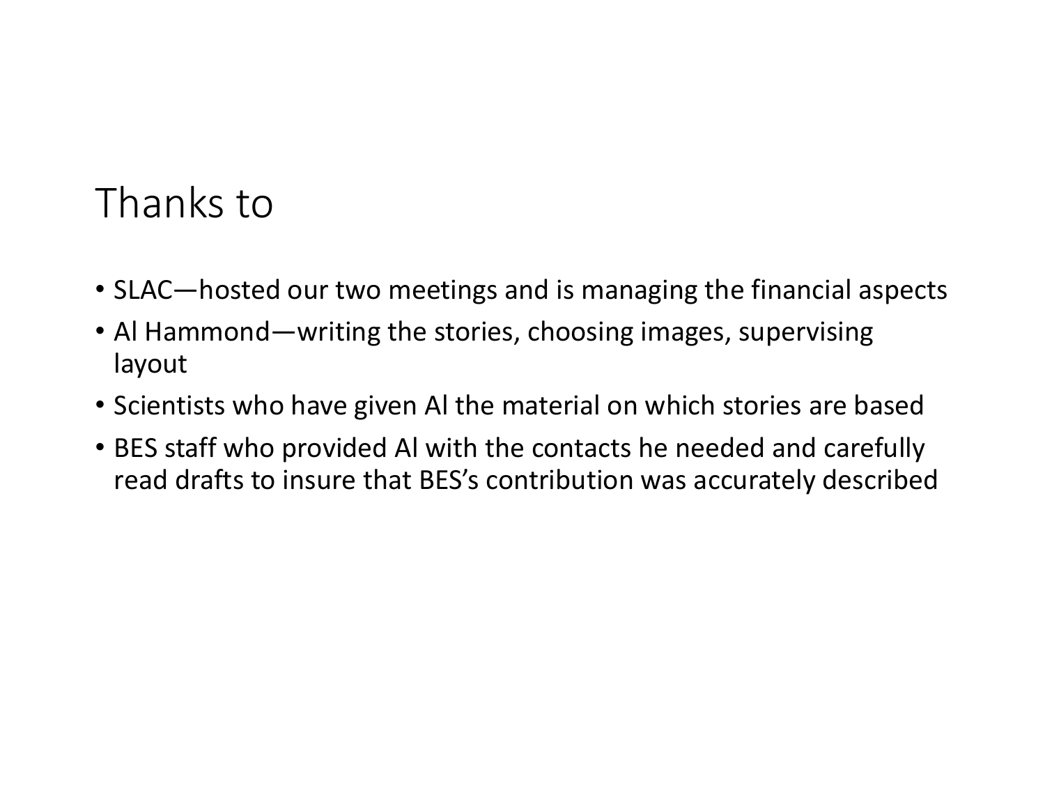# Thanks to

- SLAC—hosted our two meetings and is managing the financial aspects
- Al Hammond—writing the stories, choosing images, supervising layout
- Scientists who have given Al the material on which stories are based
- BES staff who provided Al with the contacts he needed and carefully read drafts to insure that BES's contribution was accurately described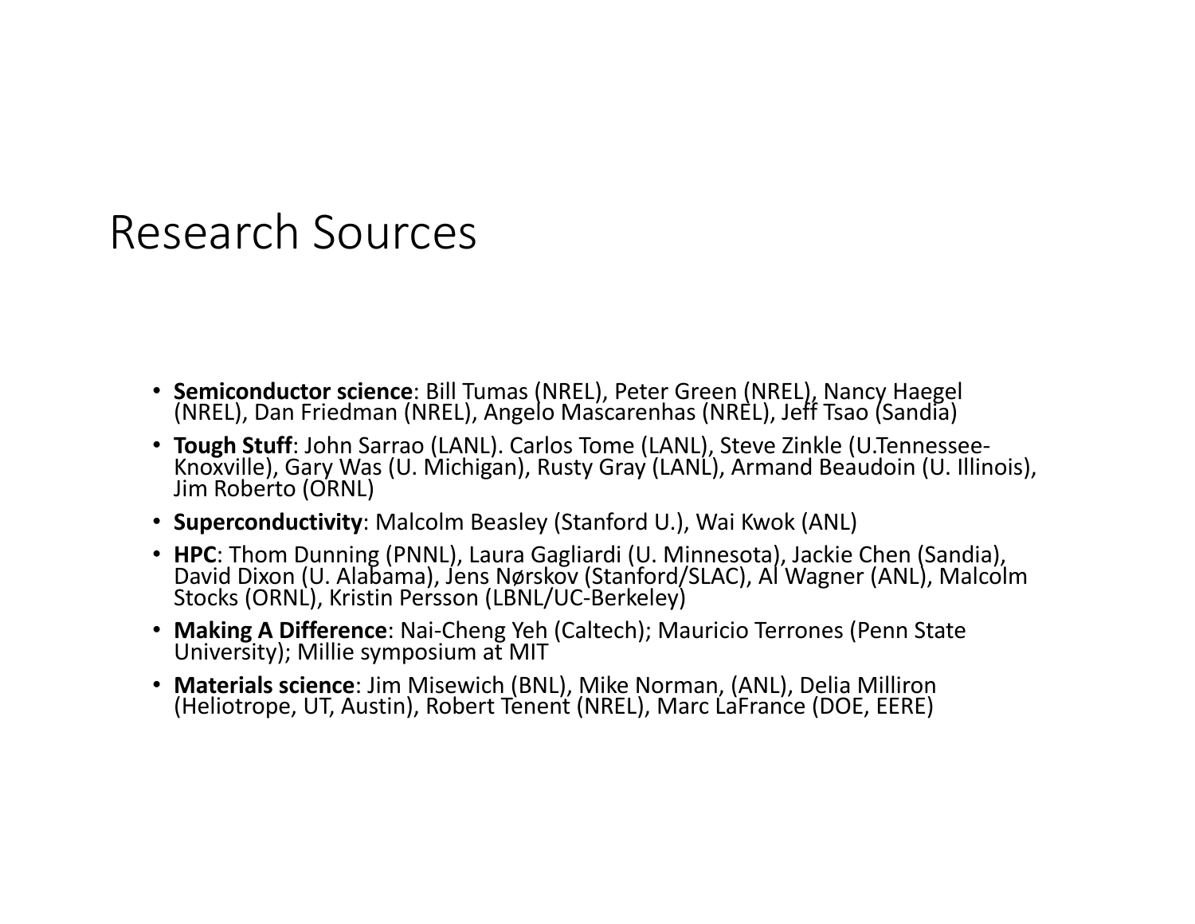# Research Sources

- **Semiconductor science**: Bill Tumas (NREL), Peter Green (NREL), Nancy Haegel (NREL), Dan Friedman (NREL), Angelo Mascarenhas (NREL), Jeff Tsao (Sandia)
- **Tough Stuff**: John Sarrao (LANL). Carlos Tome (LANL), Steve Zinkle (U.Tennessee-Knoxville), Gary Was (U. Michigan), Rusty Gray (LANL), Armand Beaudoin (U. Illinois), Jim Roberto (ORNL)
- **Superconductivity**: Malcolm Beasley (Stanford U.), Wai Kwok (ANL)
- **HPC**: Thom Dunning (PNNL), Laura Gagliardi (U. Minnesota), Jackie Chen (Sandia), David Dixon (U. Alabama), Jens Nørskov (Stanford/SLAC), Al Wagner (ANL), Malcolm Stocks (ORNL), Kristin Persson (LBNL/UC-Berkeley)
- **Making A Difference**: Nai-Cheng Yeh (Caltech); Mauricio Terrones (Penn State University); Millie symposium at MIT
- **Materials science**: Jim Misewich (BNL), Mike Norman, (ANL), Delia Milliron (Heliotrope, UT, Austin), Robert Tenent (NREL), Marc LaFrance (DOE, EERE)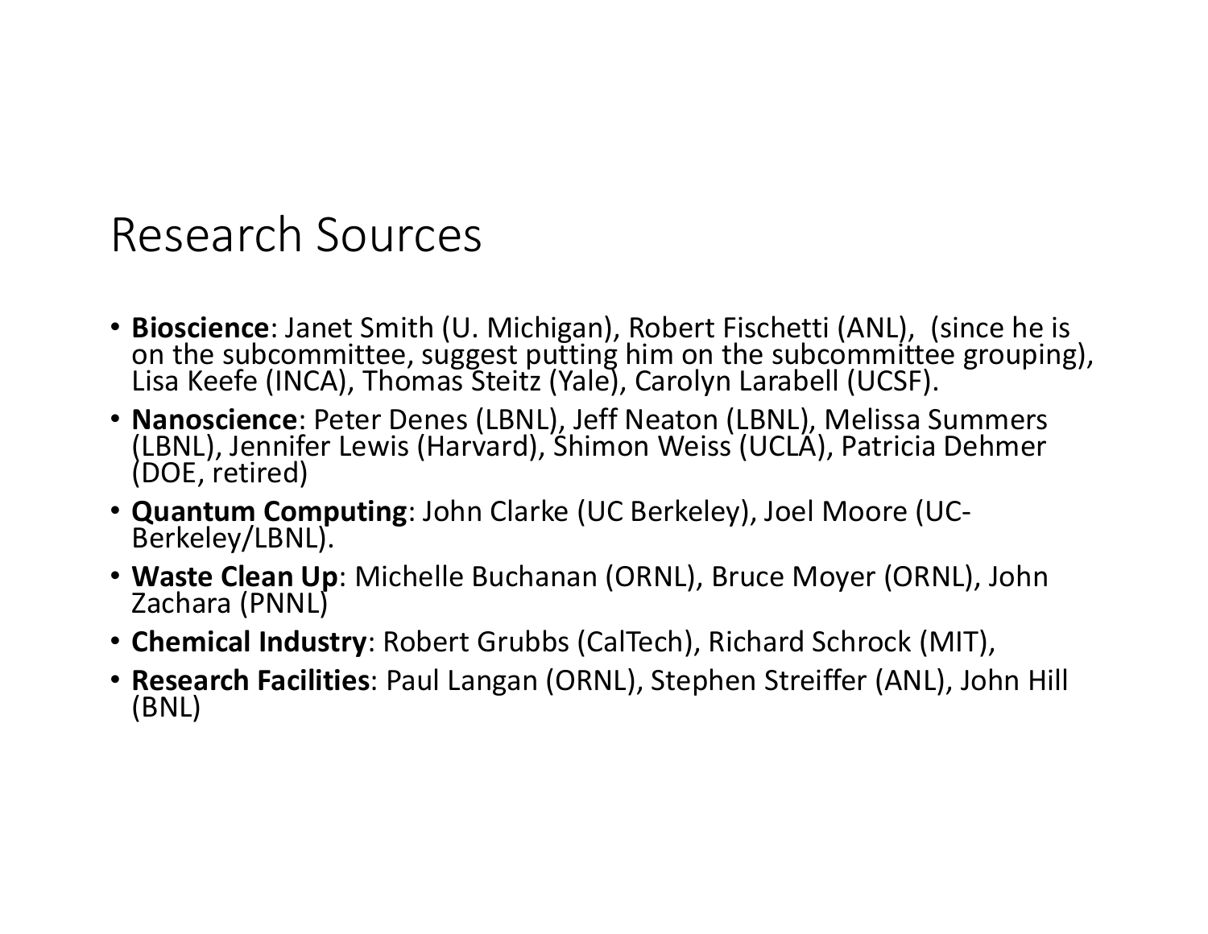# Research Sources

- **Bioscience**: Janet Smith (U. Michigan), Robert Fischetti (ANL), (since he is on the subcommittee, suggest putting him on the subcommittee grouping), Lisa Keefe (INCA), Thomas Steitz (Yale), Carolyn Larabell (UCSF).
- **Nanoscience**: Peter Denes (LBNL), Jeff Neaton (LBNL), Melissa Summers (LBNL), Jennifer Lewis (Harvard), Shimon Weiss (UCLA), Patricia Dehmer (DOE, retired)
- **Quantum Computing**: John Clarke (UC Berkeley), Joel Moore (UC-Berkeley/LBNL).
- **Waste Clean Up**: Michelle Buchanan (ORNL), Bruce Moyer (ORNL), John Zachara (PNNL)
- **Chemical Industry**: Robert Grubbs (CalTech), Richard Schrock (MIT),
- **Research Facilities**: Paul Langan (ORNL), Stephen Streiffer (ANL), John Hill (BNL)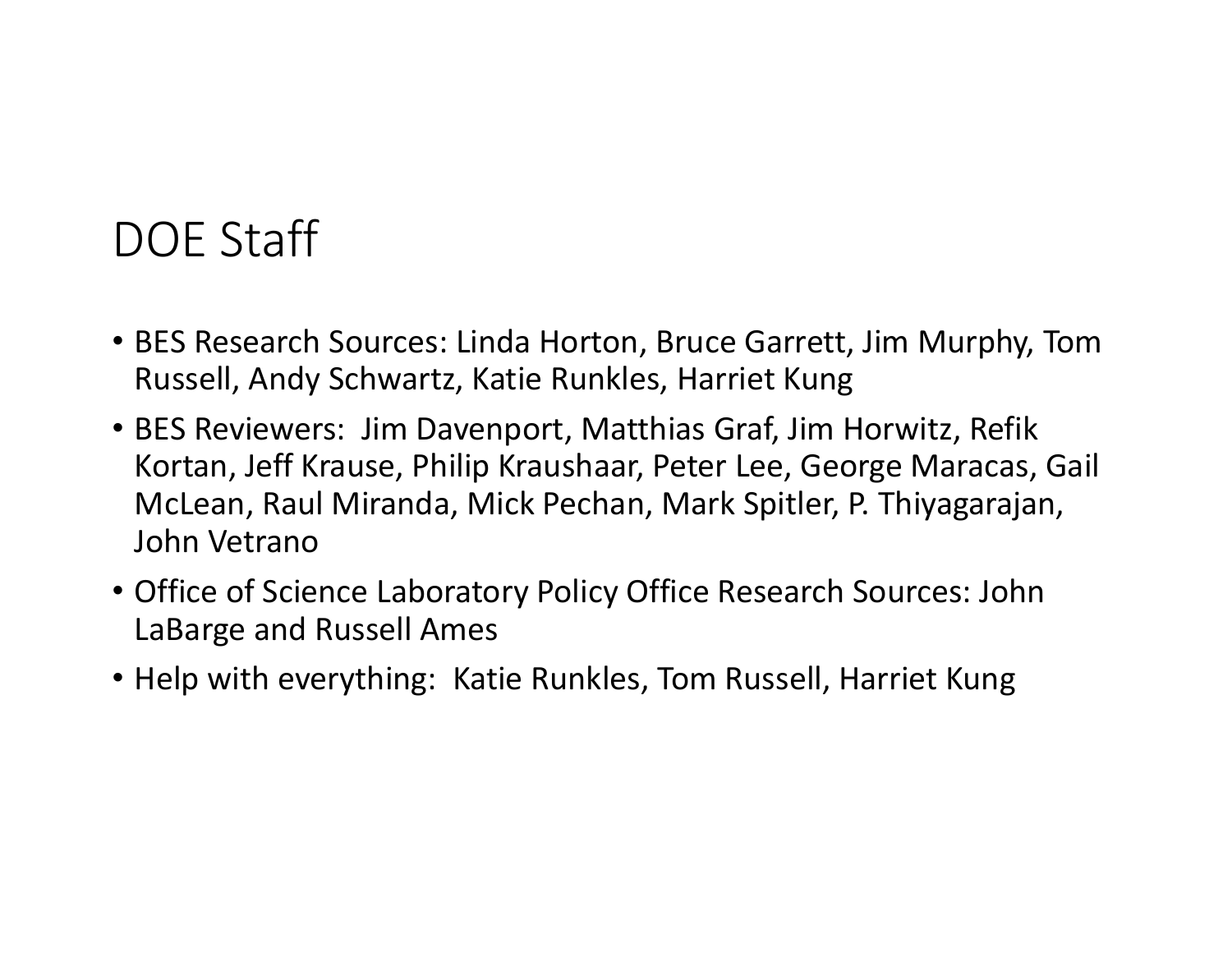# DOE Staff

- BES Research Sources: Linda Horton, Bruce Garrett, Jim Murphy, Tom Russell, Andy Schwartz, Katie Runkles, Harriet Kung
- BES Reviewers: Jim Davenport, Matthias Graf, Jim Horwitz, Refik Kortan, Jeff Krause, Philip Kraushaar, Peter Lee, George Maracas, Gail McLean, Raul Miranda, Mick Pechan, Mark Spitler, P. Thiyagarajan, John Vetrano
- Office of Science Laboratory Policy Office Research Sources: John LaBarge and Russell Ames
- Help with everything: Katie Runkles, Tom Russell, Harriet Kung